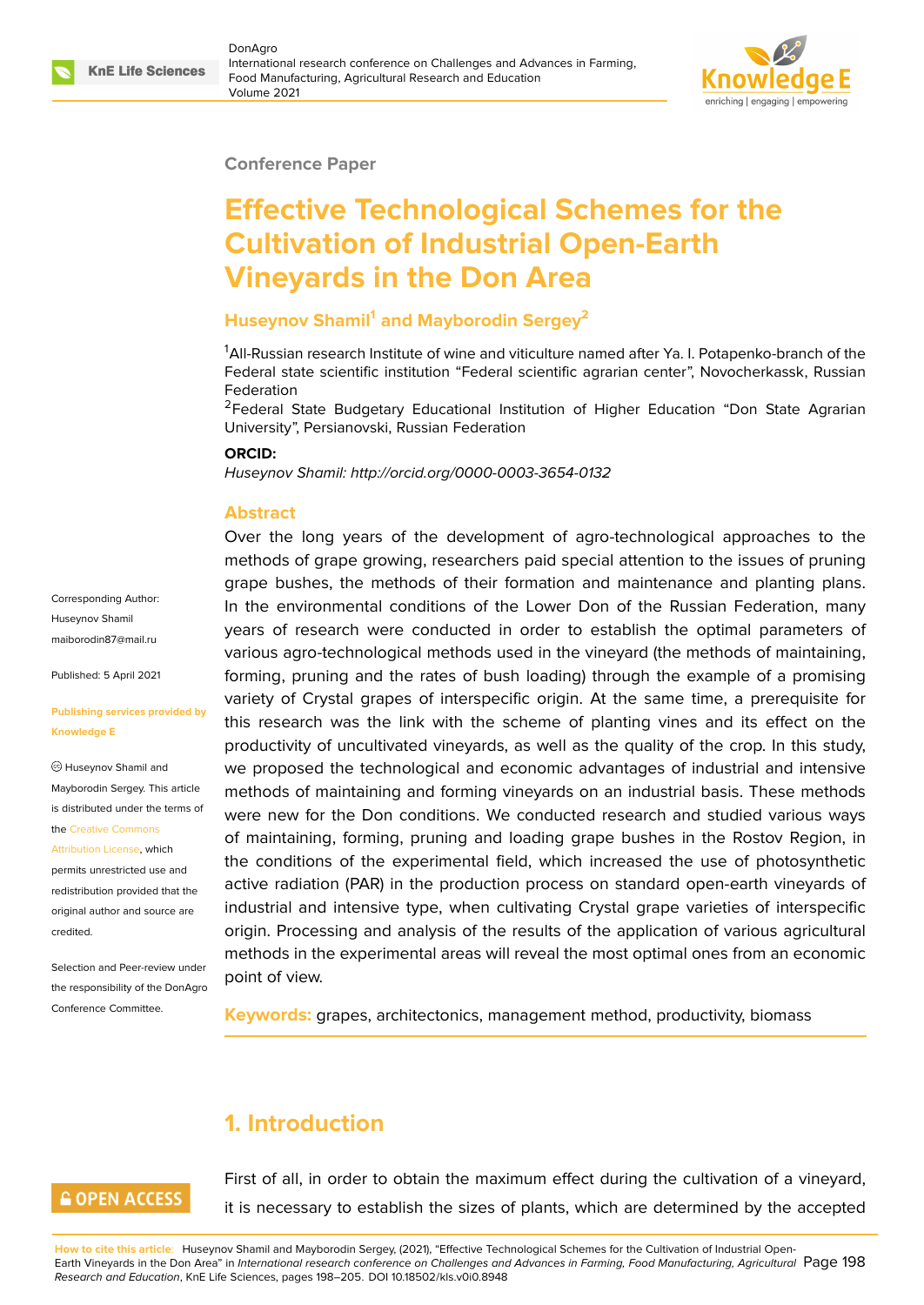Conference Paper

# Effective Technological Schemes for the Cultivation of Industrial Open-Earth Vineyards in the Don Area

**Huseynov Shamil[1] and Mayborodin Sergey[2]**

[1]All-Russian research Institute of wine and viticulture named after Ya. I. Potapenko-branch of the Federal state scientific institution "Federal scientific agrarian center", Novocherkassk, Russian Federation

[2]Federal State Budgetary Educational Institution of Higher Education "Don State Agrarian University", Persianovski, Russian Federation

**ORCID:**

*Huseynov Shamil: http://orcid.org/0000-0003-3654-0132*

Corresponding Author: Huseynov Shamil maiborodin87@mail.ru

Published: 5 April 2021

Publishing services provided by Knowledge E

© Huseynov Shamil and Mayborodin Sergey. This article is distributed under the terms of the Creative Commons Attribution License, which permits unrestricted use and redistribution provided that the original author and source are credited.

Selection and Peer-review under the responsibility of the DonAgro Conference Committee.

## Abstract

Over the long years of the development of agro-technological approaches to the methods of grape growing, researchers paid special attention to the issues of pruning grape bushes, the methods of their formation and maintenance and planting plans. In the environmental conditions of the Lower Don of the Russian Federation, many years of research were conducted in order to establish the optimal parameters of various agro-technological methods used in the vineyard (the methods of maintaining, forming, pruning and the rates of bush loading) through the example of a promising variety of Crystal grapes of interspecific origin. At the same time, a prerequisite for this research was the link with the scheme of planting vines and its effect on the productivity of uncultivated vineyards, as well as the quality of the crop. In this study, we proposed the technological and economic advantages of industrial and intensive methods of maintaining and forming vineyards on an industrial basis. These methods were new for the Don conditions. We conducted research and studied various ways of maintaining, forming, pruning and loading grape bushes in the Rostov Region, in the conditions of the experimental field, which increased the use of photosynthetic active radiation (PAR) in the production process on standard open-earth vineyards of industrial and intensive type, when cultivating Crystal grape varieties of interspecific origin. Processing and analysis of the results of the application of various agricultural methods in the experimental areas will reveal the most optimal ones from an economic point of view.

**Keywords:** grapes, architectonics, management method, productivity, biomass

## 1. Introduction

First of all, in order to obtain the maximum effect during the cultivation of a vineyard, it is necessary to establish the sizes of plants, which are determined by the accepted

How to cite this article: Huseynov Shamil and Mayborodin Sergey, (2021), "Effective Technological Schemes for the Cultivation of Industrial Open-Earth Vineyards in the Don Area" in *International research conference on Challenges and Advances in Farming, Food Manufacturing, Agricultural Research and Education*, KnE Life Sciences, pages 198–205. DOI 10.18502/kls.v0i0.8948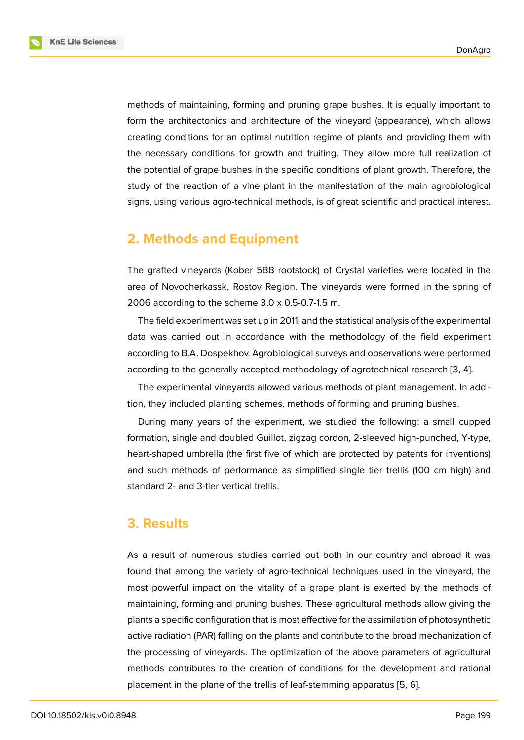methods of maintaining, forming and pruning grape bushes. It is equally important to form the architectonics and architecture of the vineyard (appearance), which allows creating conditions for an optimal nutrition regime of plants and providing them with the necessary conditions for growth and fruiting. They allow more full realization of the potential of grape bushes in the specific conditions of plant growth. Therefore, the study of the reaction of a vine plant in the manifestation of the main agrobiological signs, using various agro-technical methods, is of great scientific and practical interest.

## 2. Methods and Equipment

The grafted vineyards (Kober 5BB rootstock) of Crystal varieties were located in the area of Novocherkassk, Rostov Region. The vineyards were formed in the spring of 2006 according to the scheme 3.0 x 0.5-0.7-1.5 m.

The field experiment was set up in 2011, and the statistical analysis of the experimental data was carried out in accordance with the methodology of the field experiment according to B.A. Dospekhov. Agrobiological surveys and observations were performed according to the generally accepted methodology of agrotechnical research [3, 4].

The experimental vineyards allowed various methods of plant management. In addition, they included planting schemes, methods of forming and pruning bushes.

During many years of the experiment, we studied the following: a small cupped formation, single and doubled Guillot, zigzag cordon, 2-sleeved high-punched, Y-type, heart-shaped umbrella (the first five of which are protected by patents for inventions) and such methods of performance as simplified single tier trellis (100 cm high) and standard 2- and 3-tier vertical trellis.

## 3. Results

As a result of numerous studies carried out both in our country and abroad it was found that among the variety of agro-technical techniques used in the vineyard, the most powerful impact on the vitality of a grape plant is exerted by the methods of maintaining, forming and pruning bushes. These agricultural methods allow giving the plants a specific configuration that is most effective for the assimilation of photosynthetic active radiation (PAR) falling on the plants and contribute to the broad mechanization of the processing of vineyards. The optimization of the above parameters of agricultural methods contributes to the creation of conditions for the development and rational placement in the plane of the trellis of leaf-stemming apparatus [5, 6].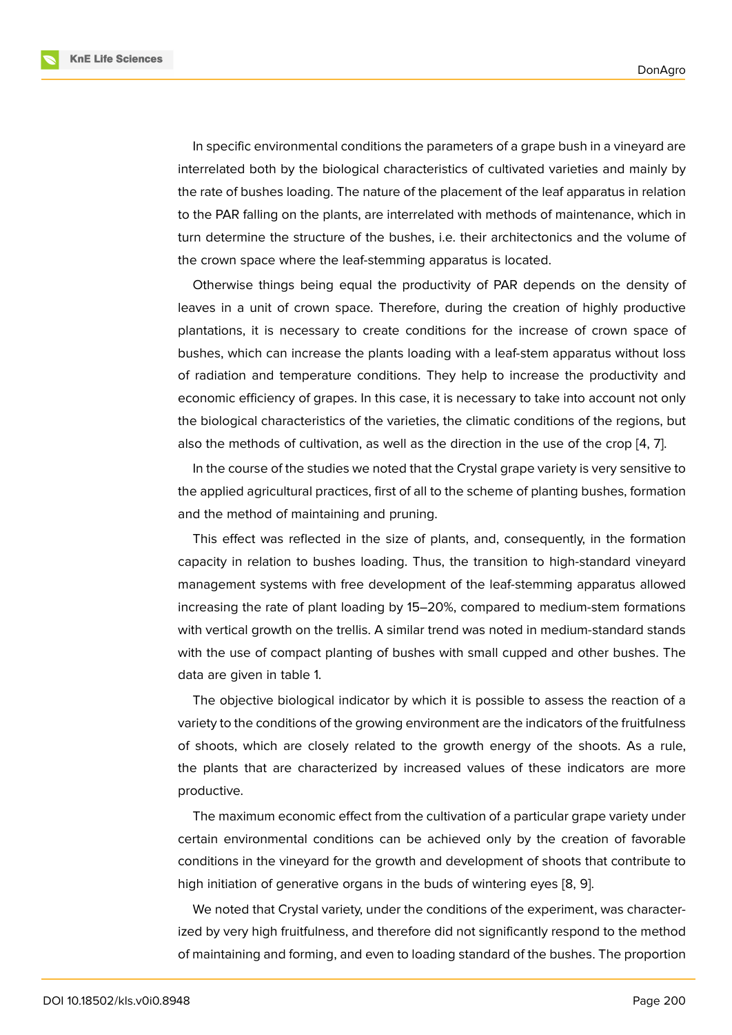In specific environmental conditions the parameters of a grape bush in a vineyard are interrelated both by the biological characteristics of cultivated varieties and mainly by the rate of bushes loading. The nature of the placement of the leaf apparatus in relation to the PAR falling on the plants, are interrelated with methods of maintenance, which in turn determine the structure of the bushes, i.e. their architectonics and the volume of the crown space where the leaf-stemming apparatus is located.

Otherwise things being equal the productivity of PAR depends on the density of leaves in a unit of crown space. Therefore, during the creation of highly productive plantations, it is necessary to create conditions for the increase of crown space of bushes, which can increase the plants loading with a leaf-stem apparatus without loss of radiation and temperature conditions. They help to increase the productivity and economic efficiency of grapes. In this case, it is necessary to take into account not only the biological characteristics of the varieties, the climatic conditions of the regions, but also the methods of cultivation, as well as the direction in the use of the crop [4, 7].

In the course of the studies we noted that the Crystal grape variety is very sensitive to the applied agricultural practices, first of all to the scheme of planting bushes, formation and the method of maintaining and pruning.

This effect was reflected in the size of plants, and, consequently, in the formation capacity in relation to bushes loading. Thus, the transition to high-standard vineyard management systems with free development of the leaf-stemming apparatus allowed increasing the rate of plant loading by 15–20%, compared to medium-stem formations with vertical growth on the trellis. A similar trend was noted in medium-standard stands with the use of compact planting of bushes with small cupped and other bushes. The data are given in table 1.

The objective biological indicator by which it is possible to assess the reaction of a variety to the conditions of the growing environment are the indicators of the fruitfulness of shoots, which are closely related to the growth energy of the shoots. As a rule, the plants that are characterized by increased values of these indicators are more productive.

The maximum economic effect from the cultivation of a particular grape variety under certain environmental conditions can be achieved only by the creation of favorable conditions in the vineyard for the growth and development of shoots that contribute to high initiation of generative organs in the buds of wintering eyes [8, 9].

We noted that Crystal variety, under the conditions of the experiment, was characterized by very high fruitfulness, and therefore did not significantly respond to the method of maintaining and forming, and even to loading standard of the bushes. The proportion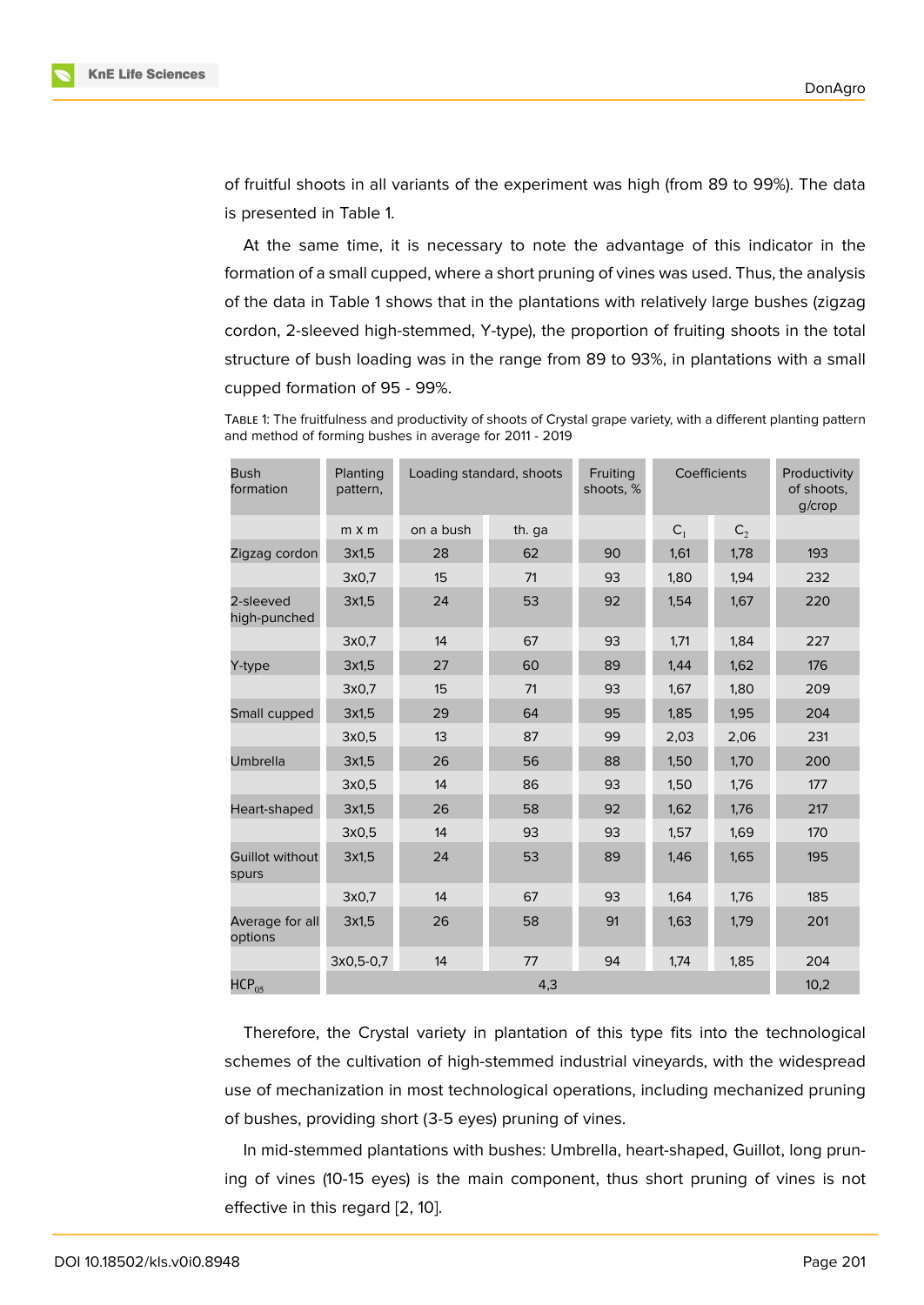of fruitful shoots in all variants of the experiment was high (from 89 to 99%). The data is presented in Table 1.

At the same time, it is necessary to note the advantage of this indicator in the formation of a small cupped, where a short pruning of vines was used. Thus, the analysis of the data in Table 1 shows that in the plantations with relatively large bushes (zigzag cordon, 2-sleeved high-stemmed, Y-type), the proportion of fruiting shoots in the total structure of bush loading was in the range from 89 to 93%, in plantations with a small cupped formation of 95 - 99%.

Table 1: The fruitfulness and productivity of shoots of Crystal grape variety, with a different planting pattern and method of forming bushes in average for 2011 - 2019

| Bush formation | Planting pattern, | Loading standard, shoots | | Fruiting shoots, % | Coefficients | | Productivity of shoots, g/crop |
|---|---|---|---|---|---|---|---|
| | m x m | on a bush | th. ga | | $C_1$ | $C_2$ | |
| Zigzag cordon | 3x1,5 | 28 | 62 | 90 | 1,61 | 1,78 | 193 |
| | 3x0,7 | 15 | 71 | 93 | 1,80 | 1,94 | 232 |
| 2-sleeved high-punched | 3x1,5 | 24 | 53 | 92 | 1,54 | 1,67 | 220 |
| | 3x0,7 | 14 | 67 | 93 | 1,71 | 1,84 | 227 |
| Y-type | 3x1,5 | 27 | 60 | 89 | 1,44 | 1,62 | 176 |
| | 3x0,7 | 15 | 71 | 93 | 1,67 | 1,80 | 209 |
| Small cupped | 3x1,5 | 29 | 64 | 95 | 1,85 | 1,95 | 204 |
| | 3x0,5 | 13 | 87 | 99 | 2,03 | 2,06 | 231 |
| Umbrella | 3x1,5 | 26 | 56 | 88 | 1,50 | 1,70 | 200 |
| | 3x0,5 | 14 | 86 | 93 | 1,50 | 1,76 | 177 |
| Heart-shaped | 3x1,5 | 26 | 58 | 92 | 1,62 | 1,76 | 217 |
| | 3x0,5 | 14 | 93 | 93 | 1,57 | 1,69 | 170 |
| Guillot without spurs | 3x1,5 | 24 | 53 | 89 | 1,46 | 1,65 | 195 |
| | 3x0,7 | 14 | 67 | 93 | 1,64 | 1,76 | 185 |
| Average for all options | 3x1,5 | 26 | 58 | 91 | 1,63 | 1,79 | 201 |
| | 3x0,5-0,7 | 14 | 77 | 94 | 1,74 | 1,85 | 204 |
| $HCP_{05}$ | 4,3 | | | | | | 10,2 |

Therefore, the Crystal variety in plantation of this type fits into the technological schemes of the cultivation of high-stemmed industrial vineyards, with the widespread use of mechanization in most technological operations, including mechanized pruning of bushes, providing short (3-5 eyes) pruning of vines.

In mid-stemmed plantations with bushes: Umbrella, heart-shaped, Guillot, long pruning of vines (10-15 eyes) is the main component, thus short pruning of vines is not effective in this regard [2, 10].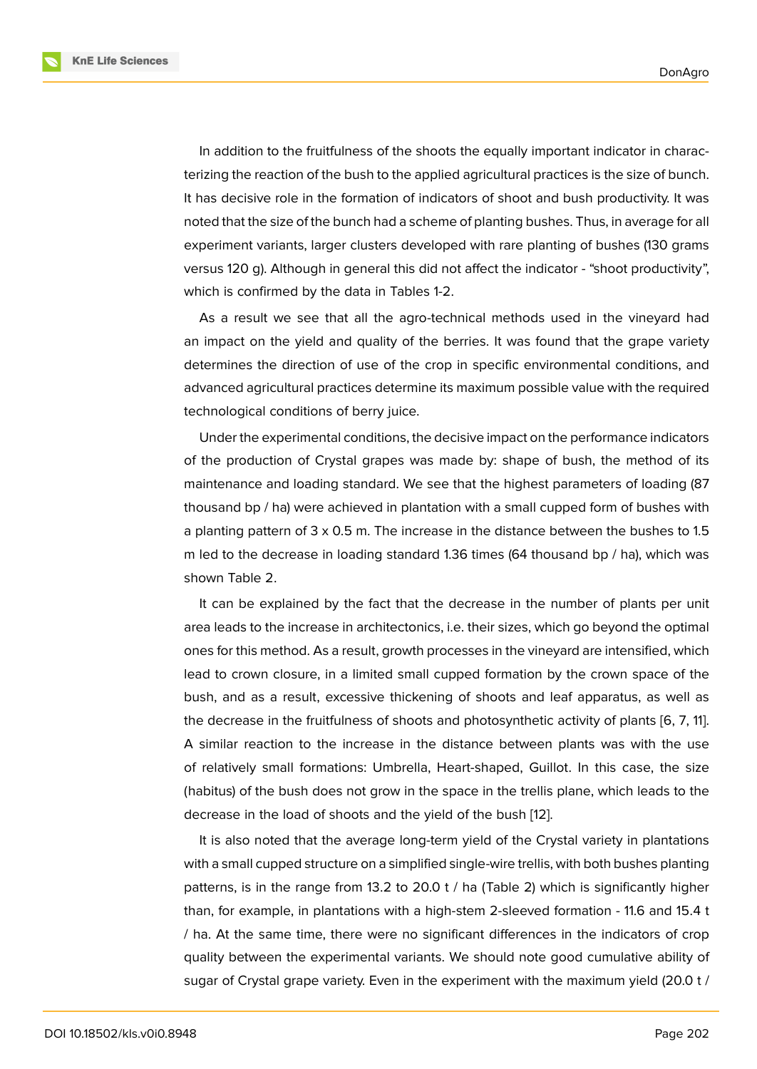In addition to the fruitfulness of the shoots the equally important indicator in characterizing the reaction of the bush to the applied agricultural practices is the size of bunch. It has decisive role in the formation of indicators of shoot and bush productivity. It was noted that the size of the bunch had a scheme of planting bushes. Thus, in average for all experiment variants, larger clusters developed with rare planting of bushes (130 grams versus 120 g). Although in general this did not affect the indicator - "shoot productivity", which is confirmed by the data in Tables 1-2.

As a result we see that all the agro-technical methods used in the vineyard had an impact on the yield and quality of the berries. It was found that the grape variety determines the direction of use of the crop in specific environmental conditions, and advanced agricultural practices determine its maximum possible value with the required technological conditions of berry juice.

Under the experimental conditions, the decisive impact on the performance indicators of the production of Crystal grapes was made by: shape of bush, the method of its maintenance and loading standard. We see that the highest parameters of loading (87 thousand bp / ha) were achieved in plantation with a small cupped form of bushes with a planting pattern of 3 x 0.5 m. The increase in the distance between the bushes to 1.5 m led to the decrease in loading standard 1.36 times (64 thousand bp / ha), which was shown Table 2.

It can be explained by the fact that the decrease in the number of plants per unit area leads to the increase in architectonics, i.e. their sizes, which go beyond the optimal ones for this method. As a result, growth processes in the vineyard are intensified, which lead to crown closure, in a limited small cupped formation by the crown space of the bush, and as a result, excessive thickening of shoots and leaf apparatus, as well as the decrease in the fruitfulness of shoots and photosynthetic activity of plants [6, 7, 11]. A similar reaction to the increase in the distance between plants was with the use of relatively small formations: Umbrella, Heart-shaped, Guillot. In this case, the size (habitus) of the bush does not grow in the space in the trellis plane, which leads to the decrease in the load of shoots and the yield of the bush [12].

It is also noted that the average long-term yield of the Crystal variety in plantations with a small cupped structure on a simplified single-wire trellis, with both bushes planting patterns, is in the range from 13.2 to 20.0 t / ha (Table 2) which is significantly higher than, for example, in plantations with a high-stem 2-sleeved formation - 11.6 and 15.4 t / ha. At the same time, there were no significant differences in the indicators of crop quality between the experimental variants. We should note good cumulative ability of sugar of Crystal grape variety. Even in the experiment with the maximum yield (20.0 t /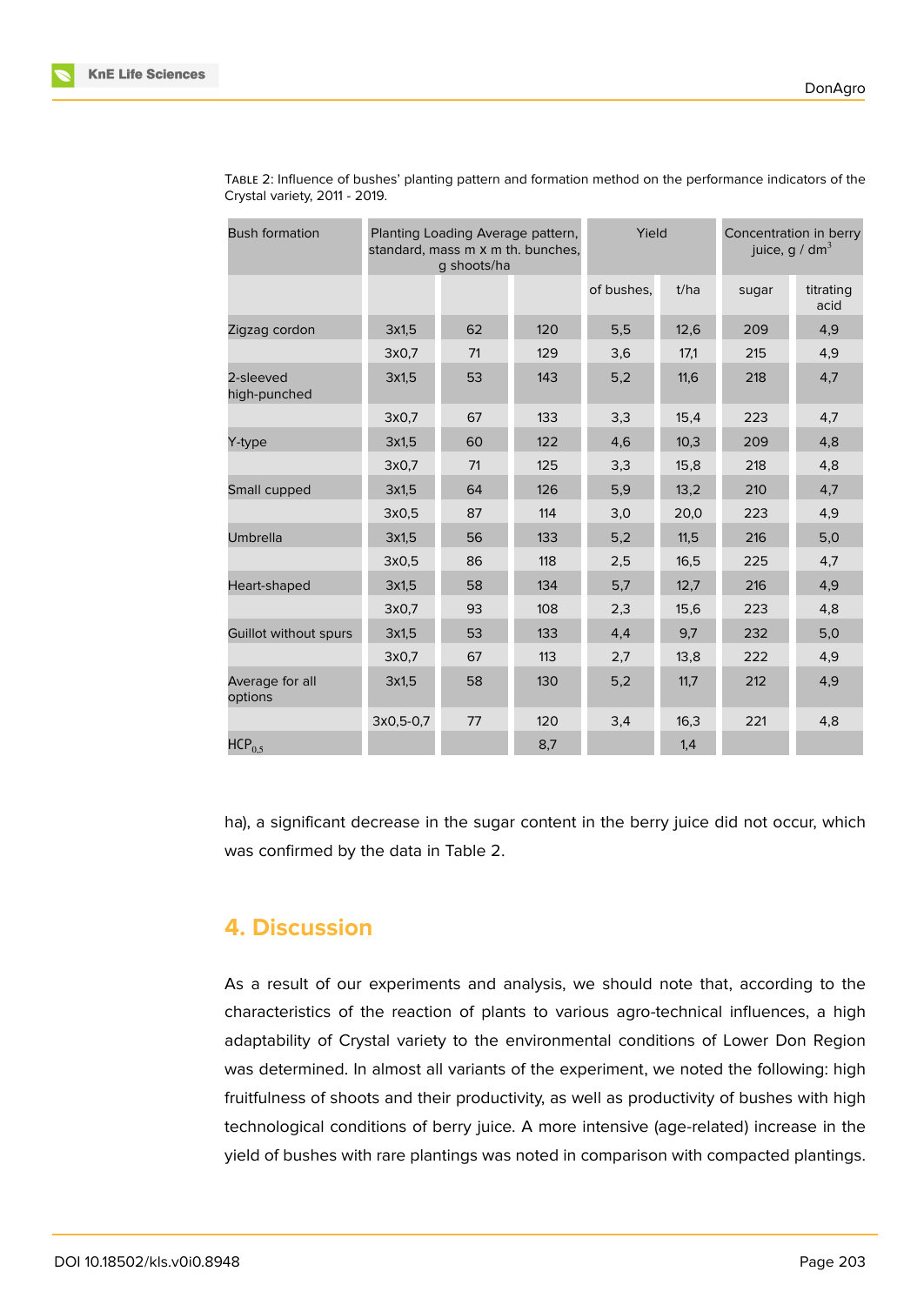TABLE 2: Influence of bushes' planting pattern and formation method on the performance indicators of the Crystal variety, 2011 - 2019.

| Bush formation | Planting Loading Average pattern, standard, mass m x m th. bunches, g shoots/ha | | | Yield | | Concentration in berry juice, g / dm[3] | |
|---|---|---|---|---|---|---|---|
| | | | | of bushes, | t/ha | sugar | titrating acid |
| Zigzag cordon | 3x1,5 | 62 | 120 | 5,5 | 12,6 | 209 | 4,9 |
| | 3x0,7 | 71 | 129 | 3,6 | 17,1 | 215 | 4,9 |
| 2-sleeved high-punched | 3x1,5 | 53 | 143 | 5,2 | 11,6 | 218 | 4,7 |
| | 3x0,7 | 67 | 133 | 3,3 | 15,4 | 223 | 4,7 |
| Y-type | 3x1,5 | 60 | 122 | 4,6 | 10,3 | 209 | 4,8 |
| | 3x0,7 | 71 | 125 | 3,3 | 15,8 | 218 | 4,8 |
| Small cupped | 3x1,5 | 64 | 126 | 5,9 | 13,2 | 210 | 4,7 |
| | 3x0,5 | 87 | 114 | 3,0 | 20,0 | 223 | 4,9 |
| Umbrella | 3x1,5 | 56 | 133 | 5,2 | 11,5 | 216 | 5,0 |
| | 3x0,5 | 86 | 118 | 2,5 | 16,5 | 225 | 4,7 |
| Heart-shaped | 3x1,5 | 58 | 134 | 5,7 | 12,7 | 216 | 4,9 |
| | 3x0,7 | 93 | 108 | 2,3 | 15,6 | 223 | 4,8 |
| Guillot without spurs | 3x1,5 | 53 | 133 | 4,4 | 9,7 | 232 | 5,0 |
| | 3x0,7 | 67 | 113 | 2,7 | 13,8 | 222 | 4,9 |
| Average for all options | 3x1,5 | 58 | 130 | 5,2 | 11,7 | 212 | 4,9 |
| | 3x0,5-0,7 | 77 | 120 | 3,4 | 16,3 | 221 | 4,8 |
| $HCP_{0,5}$ | | | 8,7 | | 1,4 | | |

ha), a significant decrease in the sugar content in the berry juice did not occur, which was confirmed by the data in Table 2.

## 4. Discussion

As a result of our experiments and analysis, we should note that, according to the characteristics of the reaction of plants to various agro-technical influences, a high adaptability of Crystal variety to the environmental conditions of Lower Don Region was determined. In almost all variants of the experiment, we noted the following: high fruitfulness of shoots and their productivity, as well as productivity of bushes with high technological conditions of berry juice. A more intensive (age-related) increase in the yield of bushes with rare plantings was noted in comparison with compacted plantings.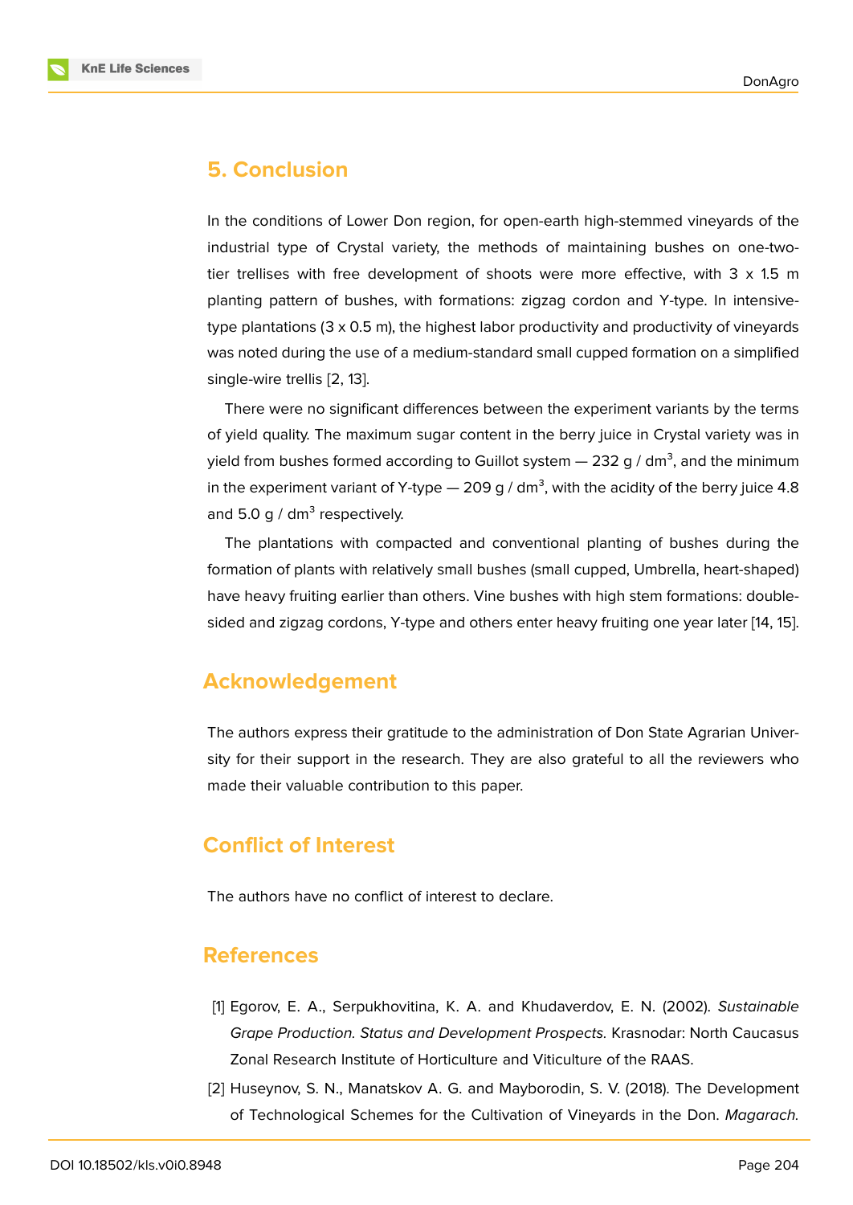## 5. Conclusion

In the conditions of Lower Don region, for open-earth high-stemmed vineyards of the industrial type of Crystal variety, the methods of maintaining bushes on one-two-tier trellises with free development of shoots were more effective, with 3 x 1.5 m planting pattern of bushes, with formations: zigzag cordon and Y-type. In intensive-type plantations (3 x 0.5 m), the highest labor productivity and productivity of vineyards was noted during the use of a medium-standard small cupped formation on a simplified single-wire trellis [2, 13].

There were no significant differences between the experiment variants by the terms of yield quality. The maximum sugar content in the berry juice in Crystal variety was in yield from bushes formed according to Guillot system — 232 g / $dm^3$, and the minimum in the experiment variant of Y-type — 209 g / $dm^3$, with the acidity of the berry juice 4.8 and 5.0 g / $dm^3$ respectively.

The plantations with compacted and conventional planting of bushes during the formation of plants with relatively small bushes (small cupped, Umbrella, heart-shaped) have heavy fruiting earlier than others. Vine bushes with high stem formations: double-sided and zigzag cordons, Y-type and others enter heavy fruiting one year later [14, 15].

## Acknowledgement

The authors express their gratitude to the administration of Don State Agrarian University for their support in the research. They are also grateful to all the reviewers who made their valuable contribution to this paper.

## Conflict of Interest

The authors have no conflict of interest to declare.

## References

[1] Egorov, E. A., Serpukhovitina, K. A. and Khudaverdov, E. N. (2002). *Sustainable Grape Production. Status and Development Prospects.* Krasnodar: North Caucasus Zonal Research Institute of Horticulture and Viticulture of the RAAS.

[2] Huseynov, S. N., Manatskov A. G. and Mayborodin, S. V. (2018). The Development of Technological Schemes for the Cultivation of Vineyards in the Don. *Magarach.*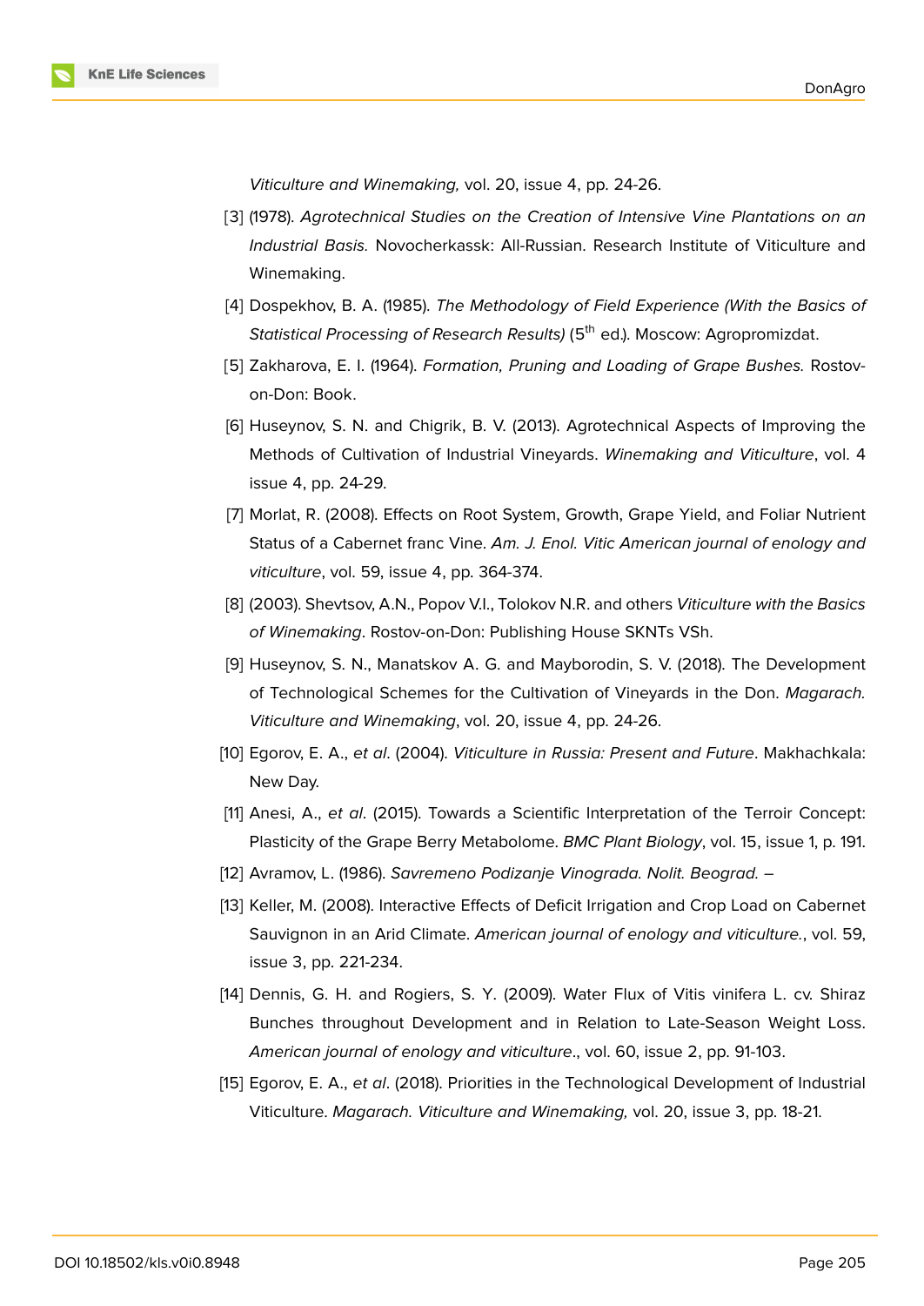*Viticulture and Winemaking,* vol. 20, issue 4, pp. 24-26.

[3] (1978). *Agrotechnical Studies on the Creation of Intensive Vine Plantations on an Industrial Basis.* Novocherkassk: All-Russian. Research Institute of Viticulture and Winemaking.

[4] Dospekhov, B. A. (1985). *The Methodology of Field Experience (With the Basics of Statistical Processing of Research Results)* (5$^{th}$ ed.). Moscow: Agropromizdat.

[5] Zakharova, E. I. (1964). *Formation, Pruning and Loading of Grape Bushes.* Rostov-on-Don: Book.

[6] Huseynov, S. N. and Chigrik, B. V. (2013). Agrotechnical Aspects of Improving the Methods of Cultivation of Industrial Vineyards. *Winemaking and Viticulture*, vol. 4 issue 4, pp. 24-29.

[7] Morlat, R. (2008). Effects on Root System, Growth, Grape Yield, and Foliar Nutrient Status of a Cabernet franc Vine. *Am. J. Enol. Vitic American journal of enology and viticulture*, vol. 59, issue 4, pp. 364-374.

[8] (2003). Shevtsov, A.N., Popov V.I., Tolokov N.R. and others *Viticulture with the Basics of Winemaking*. Rostov-on-Don: Publishing House SKNTs VSh.

[9] Huseynov, S. N., Manatskov A. G. and Mayborodin, S. V. (2018). The Development of Technological Schemes for the Cultivation of Vineyards in the Don. *Magarach. Viticulture and Winemaking*, vol. 20, issue 4, pp. 24-26.

[10] Egorov, E. A., *et al*. (2004). *Viticulture in Russia: Present and Future*. Makhachkala: New Day.

[11] Anesi, A., *et al*. (2015). Towards a Scientific Interpretation of the Terroir Concept: Plasticity of the Grape Berry Metabolome. *BMC Plant Biology*, vol. 15, issue 1, p. 191.

[12] Avramov, L. (1986). *Savremeno Podizanje Vinograda. Nolit. Beograd.* –

[13] Keller, M. (2008). Interactive Effects of Deficit Irrigation and Crop Load on Cabernet Sauvignon in an Arid Climate. *American journal of enology and viticulture.*, vol. 59, issue 3, pp. 221-234.

[14] Dennis, G. H. and Rogiers, S. Y. (2009). Water Flux of Vitis vinifera L. cv. Shiraz Bunches throughout Development and in Relation to Late-Season Weight Loss. *American journal of enology and viticulture.*, vol. 60, issue 2, pp. 91-103.

[15] Egorov, E. A., *et al*. (2018). Priorities in the Technological Development of Industrial Viticulture. *Magarach. Viticulture and Winemaking,* vol. 20, issue 3, pp. 18-21.